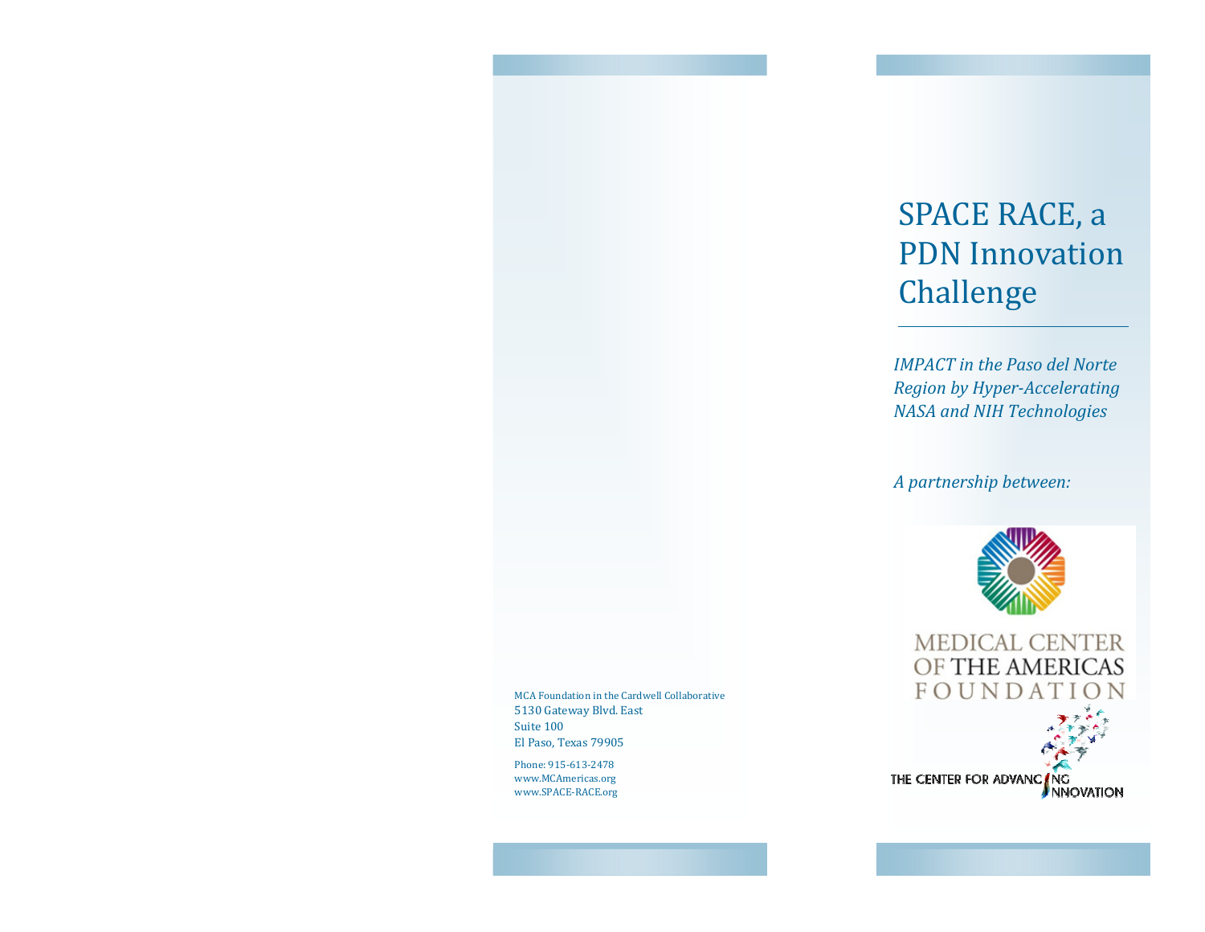# SPACE RACE, a PDN Innovation Challenge

*IMPACT in the Paso del Norte Region by Hyper-Accelerating NASA and NIH Technologies*

*A partnership between:*

MEDICAL CENTER OF THE AMERICAS FOUNDATION

THE CENTER FOR ADVANCING INNOVATION

MCA Foundation in the Cardwell Collaborative
5130 Gateway Blvd. East
Suite 100
El Paso, Texas 79905

Phone: 915-613-2478
www.MCAmericas.org
www.SPACE-RACE.org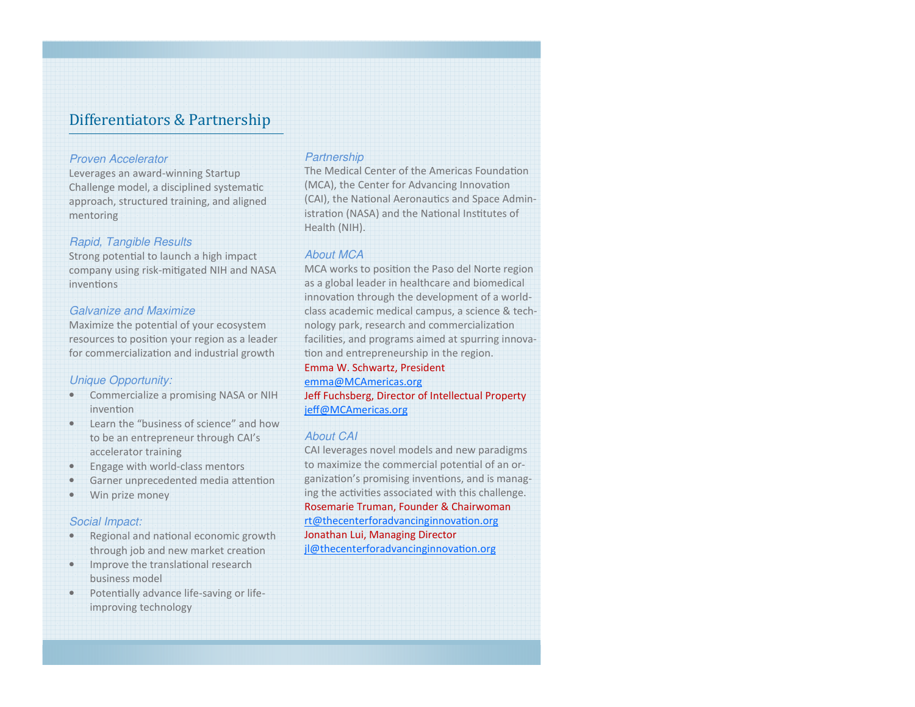## Differentiators & Partnership

### *Proven Accelerator*

Leverages an award-winning Startup Challenge model, a disciplined systematic approach, structured training, and aligned mentoring

### *Rapid, Tangible Results*

Strong potential to launch a high impact company using risk-mitigated NIH and NASA inventions

### *Galvanize and Maximize*

Maximize the potential of your ecosystem resources to position your region as a leader for commercialization and industrial growth

### *Unique Opportunity:*

- Commercialize a promising NASA or NIH invention
- Learn the "business of science" and how to be an entrepreneur through CAI's accelerator training
- Engage with world-class mentors
- Garner unprecedented media attention
- Win prize money

### *Social Impact:*

- Regional and national economic growth through job and new market creation
- Improve the translational research business model
- Potentially advance life-saving or life-improving technology

### *Partnership*

The Medical Center of the Americas Foundation (MCA), the Center for Advancing Innovation (CAI), the National Aeronautics and Space Administration (NASA) and the National Institutes of Health (NIH).

### *About MCA*

MCA works to position the Paso del Norte region as a global leader in healthcare and biomedical innovation through the development of a world-class academic medical campus, a science & technology park, research and commercialization facilities, and programs aimed at spurring innovation and entrepreneurship in the region.

Emma W. Schwartz, President
emma@MCAmericas.org
Jeff Fuchsberg, Director of Intellectual Property
jeff@MCAmericas.org

### *About CAI*

CAI leverages novel models and new paradigms to maximize the commercial potential of an organization's promising inventions, and is managing the activities associated with this challenge.

Rosemarie Truman, Founder & Chairwoman
rt@thecenterforadvancinginnovation.org
Jonathan Lui, Managing Director
jl@thecenterforadvancinginnovation.org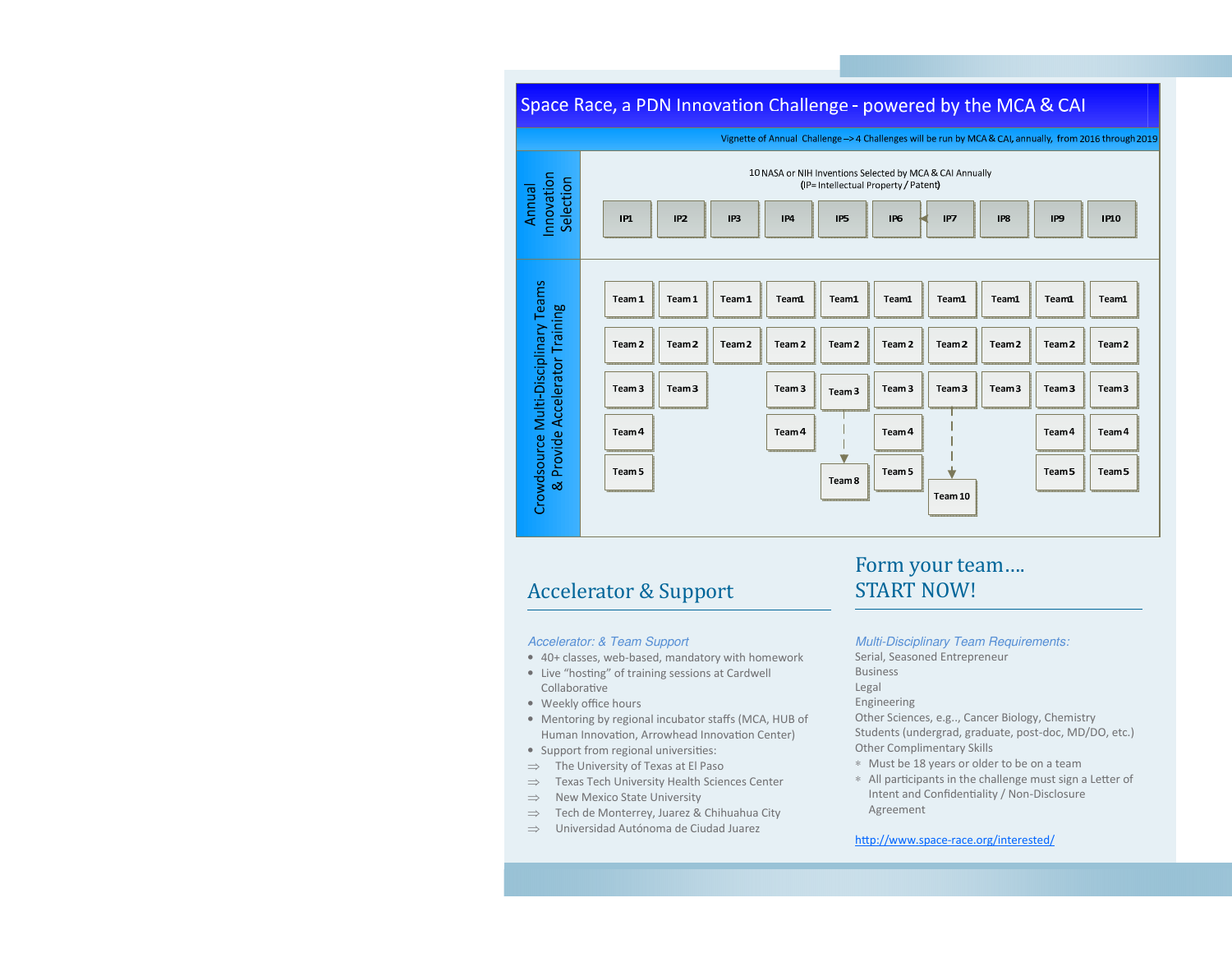# Space Race, a PDN Innovation Challenge - powered by the MCA & CAI

Vignette of Annual Challenge —> 4 Challenges will be run by MCA & CAI, annually, from 2016 through 2019

**Annual Innovation Selection**

10 NASA or NIH Inventions Selected by MCA & CAI Annually
(IP= Intellectual Property / Patent)

| IP1 | IP2 | IP3 | IP4 | IP5 | IP6 | IP7 | IP8 | IP9 | IP10 |
|---|---|---|---|---|---|---|---|---|---|
| Team 1 | Team 1 | Team 1 | Team1 | Team1 | Team1 | Team1 | Team1 | Team1 | Team1 |
| Team 2 | Team 2 | Team 2 | Team 2 | Team 2 | Team 2 | Team 2 | Team 2 | Team 2 | Team 2 |
| Team 3 | Team 3 | | Team 3 | Team 3 | Team 3 | Team 3 | Team 3 | Team 3 | Team 3 |
| Team 4 | | | Team 4 | | Team 4 | | | Team 4 | Team 4 |
| Team 5 | | | | Team 8 | Team 5 | Team 10 | | Team 5 | Team 5 |

**Crowdsource Multi-Disciplinary Teams & Provide Accelerator Training**

## Accelerator & Support

*Accelerator: & Team Support*

- 40+ classes, web-based, mandatory with homework
- Live "hosting" of training sessions at Cardwell Collaborative
- Weekly office hours
- Mentoring by regional incubator staffs (MCA, HUB of Human Innovation, Arrowhead Innovation Center)
- Support from regional universities:
  - ⇒ The University of Texas at El Paso
  - ⇒ Texas Tech University Health Sciences Center
  - ⇒ New Mexico State University
  - ⇒ Tech de Monterrey, Juarez & Chihuahua City
  - ⇒ Universidad Autónoma de Ciudad Juarez

## Form your team….
## START NOW!

*Multi-Disciplinary Team Requirements:*

Serial, Seasoned Entrepreneur
Business
Legal
Engineering
Other Sciences, e.g.., Cancer Biology, Chemistry
Students (undergrad, graduate, post-doc, MD/DO, etc.)
Other Complimentary Skills

- Must be 18 years or older to be on a team
- All participants in the challenge must sign a Letter of Intent and Confidentiality / Non-Disclosure Agreement

http://www.space-race.org/interested/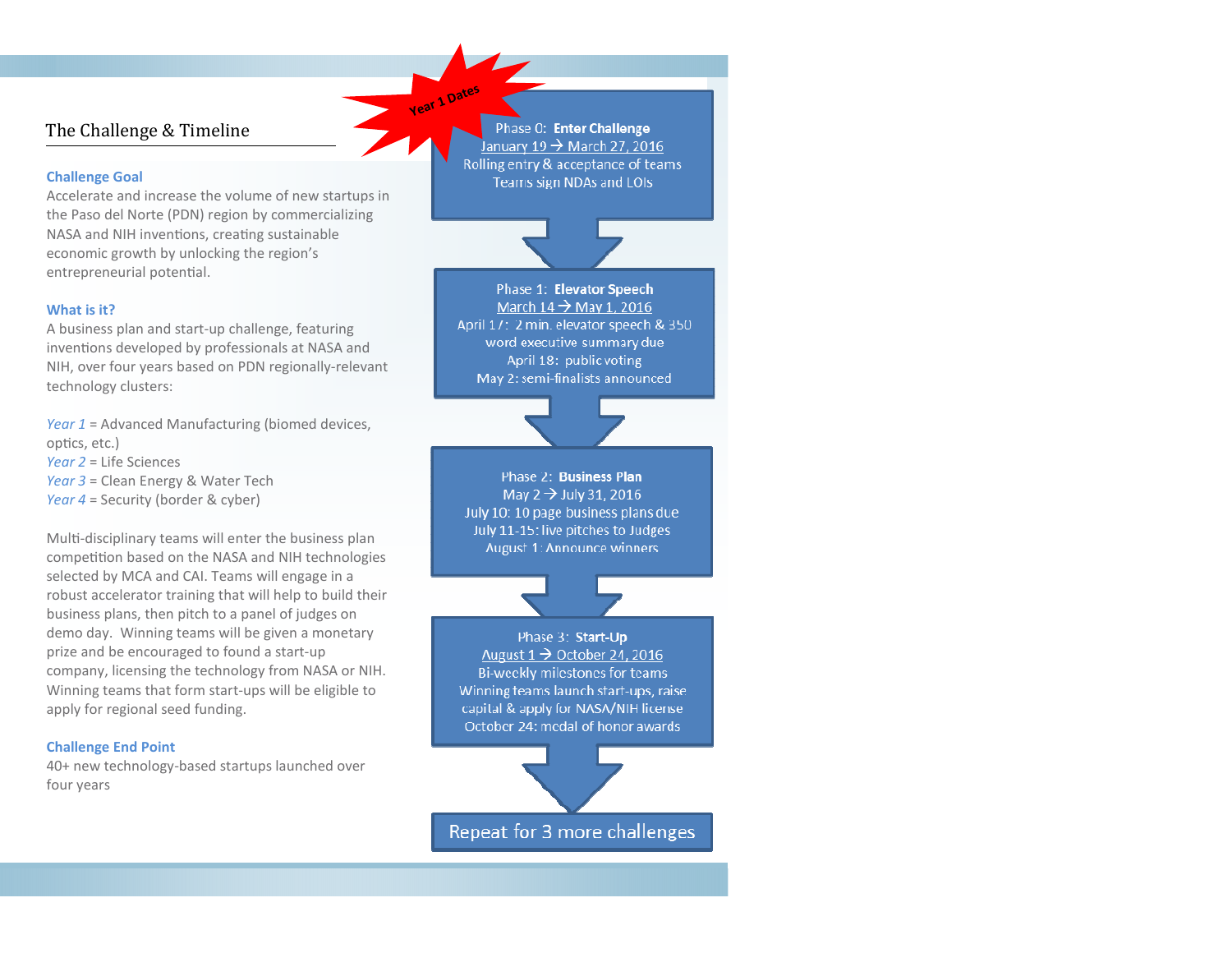## The Challenge & Timeline

### Challenge Goal

Accelerate and increase the volume of new startups in the Paso del Norte (PDN) region by commercializing NASA and NIH inventions, creating sustainable economic growth by unlocking the region's entrepreneurial potential.

### What is it?

A business plan and start-up challenge, featuring inventions developed by professionals at NASA and NIH, over four years based on PDN regionally-relevant technology clusters:

*Year 1* = Advanced Manufacturing (biomed devices, optics, etc.)
*Year 2* = Life Sciences
*Year 3* = Clean Energy & Water Tech
*Year 4* = Security (border & cyber)

Multi-disciplinary teams will enter the business plan competition based on the NASA and NIH technologies selected by MCA and CAI. Teams will engage in a robust accelerator training that will help to build their business plans, then pitch to a panel of judges on demo day. Winning teams will be given a monetary prize and be encouraged to found a start-up company, licensing the technology from NASA or NIH. Winning teams that form start-ups will be eligible to apply for regional seed funding.

### Challenge End Point

40+ new technology-based startups launched over four years

Year 1 Dates

Phase 0: **Enter Challenge**
January 19 → March 27, 2016
Rolling entry & acceptance of teams
Teams sign NDAs and LOIs

Phase 1: **Elevator Speech**
March 14 → May 1, 2016
April 17: 2 min. elevator speech & 350 word executive summary due
April 18: public voting
May 2: semi-finalists announced

Phase 2: **Business Plan**
May 2 → July 31, 2016
July 10: 10 page business plans due
July 11-15: live pitches to Judges
August 1: Announce winners

Phase 3: **Start-Up**
August 1 → October 24, 2016
Bi-weekly milestones for teams
Winning teams launch start-ups, raise capital & apply for NASA/NIH license
October 24: medal of honor awards

Repeat for 3 more challenges